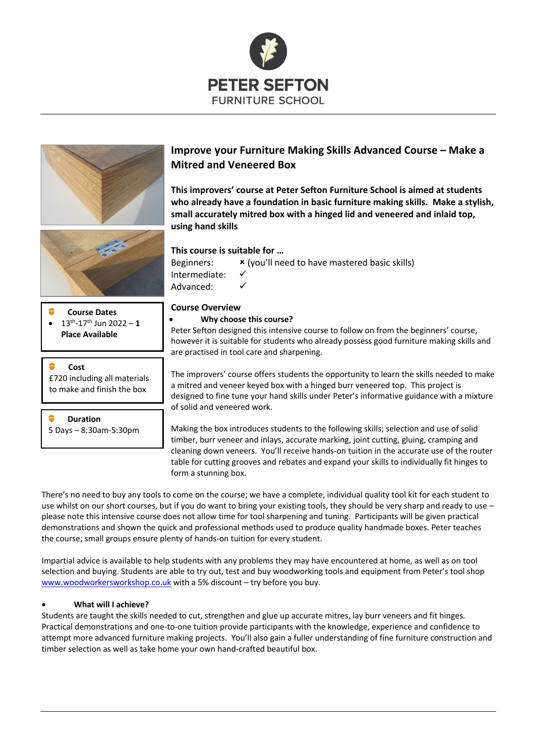PETER SEFTON
FURNITURE SCHOOL

# Improve your Furniture Making Skills Advanced Course – Make a Mitred and Veneered Box

**This improvers' course at Peter Sefton Furniture School is aimed at students who already have a foundation in basic furniture making skills. Make a stylish, small accurately mitred box with a hinged lid and veneered and inlaid top, using hand skills**

**Course Dates**

- 13th-17th Jun 2022 – **1 Place Available**

**Cost**

£720 including all materials to make and finish the box

**Duration**

5 Days – 8:30am-5:30pm

**This course is suitable for …**

Beginners: ✗ (you'll need to have mastered basic skills)
Intermediate: ✓
Advanced: ✓

## Course Overview

- **Why choose this course?**

Peter Sefton designed this intensive course to follow on from the beginners' course, however it is suitable for students who already possess good furniture making skills and are practised in tool care and sharpening.

The improvers' course offers students the opportunity to learn the skills needed to make a mitred and veneer keyed box with a hinged burr veneered top. This project is designed to fine tune your hand skills under Peter's informative guidance with a mixture of solid and veneered work.

Making the box introduces students to the following skills; selection and use of solid timber, burr veneer and inlays, accurate marking, joint cutting, gluing, cramping and cleaning down veneers. You'll receive hands-on tuition in the accurate use of the router table for cutting grooves and rebates and expand your skills to individually fit hinges to form a stunning box.

There's no need to buy any tools to come on the course; we have a complete, individual quality tool kit for each student to use whilst on our short courses, but if you do want to bring your existing tools, they should be very sharp and ready to use – please note this intensive course does not allow time for tool sharpening and tuning. Participants will be given practical demonstrations and shown the quick and professional methods used to produce quality handmade boxes. Peter teaches the course; small groups ensure plenty of hands-on tuition for every student.

Impartial advice is available to help students with any problems they may have encountered at home, as well as on tool selection and buying. Students are able to try out, test and buy woodworking tools and equipment from Peter's tool shop www.woodworkersworkshop.co.uk with a 5% discount – try before you buy.

- **What will I achieve?**

Students are taught the skills needed to cut, strengthen and glue up accurate mitres, lay burr veneers and fit hinges. Practical demonstrations and one-to-one tuition provide participants with the knowledge, experience and confidence to attempt more advanced furniture making projects. You'll also gain a fuller understanding of fine furniture construction and timber selection as well as take home your own hand-crafted beautiful box.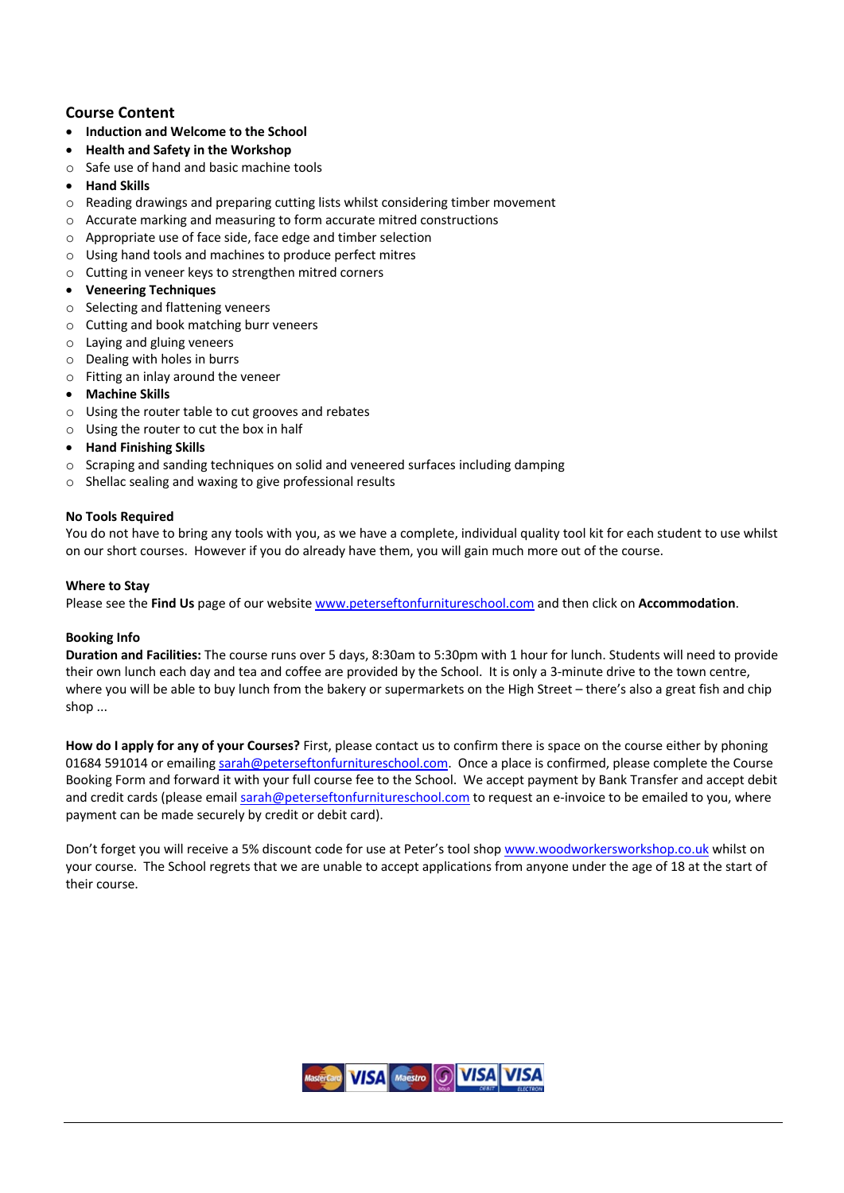## Course Content

- **Induction and Welcome to the School**
- **Health and Safety in the Workshop**
  - Safe use of hand and basic machine tools
- **Hand Skills**
  - Reading drawings and preparing cutting lists whilst considering timber movement
  - Accurate marking and measuring to form accurate mitred constructions
  - Appropriate use of face side, face edge and timber selection
  - Using hand tools and machines to produce perfect mitres
  - Cutting in veneer keys to strengthen mitred corners
- **Veneering Techniques**
  - Selecting and flattening veneers
  - Cutting and book matching burr veneers
  - Laying and gluing veneers
  - Dealing with holes in burrs
  - Fitting an inlay around the veneer
- **Machine Skills**
  - Using the router table to cut grooves and rebates
  - Using the router to cut the box in half
- **Hand Finishing Skills**
  - Scraping and sanding techniques on solid and veneered surfaces including damping
  - Shellac sealing and waxing to give professional results

**No Tools Required**
You do not have to bring any tools with you, as we have a complete, individual quality tool kit for each student to use whilst on our short courses. However if you do already have them, you will gain much more out of the course.

**Where to Stay**
Please see the **Find Us** page of our website www.peterseftonfurnitureschool.com and then click on **Accommodation**.

**Booking Info**
**Duration and Facilities:** The course runs over 5 days, 8:30am to 5:30pm with 1 hour for lunch. Students will need to provide their own lunch each day and tea and coffee are provided by the School. It is only a 3-minute drive to the town centre, where you will be able to buy lunch from the bakery or supermarkets on the High Street – there's also a great fish and chip shop ...

**How do I apply for any of your Courses?** First, please contact us to confirm there is space on the course either by phoning 01684 591014 or emailing sarah@peterseftonfurnitureschool.com. Once a place is confirmed, please complete the Course Booking Form and forward it with your full course fee to the School. We accept payment by Bank Transfer and accept debit and credit cards (please email sarah@peterseftonfurnitureschool.com to request an e-invoice to be emailed to you, where payment can be made securely by credit or debit card).

Don't forget you will receive a 5% discount code for use at Peter's tool shop www.woodworkersworkshop.co.uk whilst on your course. The School regrets that we are unable to accept applications from anyone under the age of 18 at the start of their course.